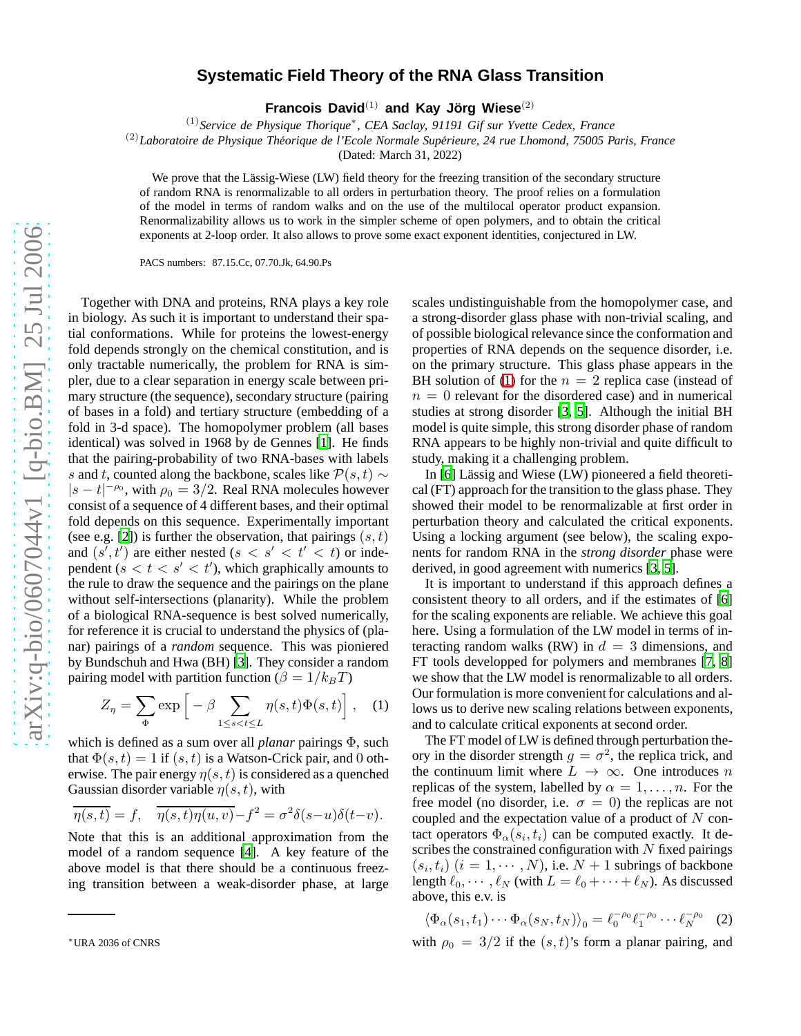# Systematic Field Theory of the RNA Glass Transition

**Francois David**[(1)] **and Kay Jörg Wiese**[(2)]

[(1)]*Service de Physique Thorique*[*]*, CEA Saclay, 91191 Gif sur Yvette Cedex, France*
[(2)]*Laboratoire de Physique Théorique de l'Ecole Normale Supérieure, 24 rue Lhomond, 75005 Paris, France*
(Dated: March 31, 2022)

We prove that the Lässig-Wiese (LW) field theory for the freezing transition of the secondary structure of random RNA is renormalizable to all orders in perturbation theory. The proof relies on a formulation of the model in terms of random walks and on the use of the multilocal operator product expansion. Renormalizability allows us to work in the simpler scheme of open polymers, and to obtain the critical exponents at 2-loop order. It also allows to prove some exact exponent identities, conjectured in LW.

PACS numbers: 87.15.Cc, 07.70.Jk, 64.90.Ps

Together with DNA and proteins, RNA plays a key role in biology. As such it is important to understand their spatial conformations. While for proteins the lowest-energy fold depends strongly on the chemical constitution, and is only tractable numerically, the problem for RNA is simpler, due to a clear separation in energy scale between primary structure (the sequence), secondary structure (pairing of bases in a fold) and tertiary structure (embedding of a fold in 3-d space). The homopolymer problem (all bases identical) was solved in 1968 by de Gennes [1]. He finds that the pairing-probability of two RNA-bases with labels $s$ and $t$, counted along the backbone, scales like $\mathcal{P}(s,t) \sim |s-t|^{-\rho_0}$, with $\rho_0 = 3/2$. Real RNA molecules however consist of a sequence of 4 different bases, and their optimal fold depends on this sequence. Experimentally important (see e.g. [2]) is further the observation, that pairings $(s,t)$ and $(s',t')$ are either nested ($s < s' < t' < t$) or independent ($s < t < s' < t'$), which graphically amounts to the rule to draw the sequence and the pairings on the plane without self-intersections (planarity). While the problem of a biological RNA-sequence is best solved numerically, for reference it is crucial to understand the physics of (planar) pairings of a *random* sequence. This was pioniered by Bundschuh and Hwa (BH) [3]. They consider a random pairing model with partition function ($\beta = 1/k_B T$)

$$Z_\eta = \sum_\Phi \exp\Big[-\beta \sum_{1\le s<t\le L} \eta(s,t)\Phi(s,t)\Big]\,, \quad (1)$$

which is defined as a sum over all *planar* pairings $\Phi$, such that $\Phi(s,t) = 1$ if $(s,t)$ is a Watson-Crick pair, and 0 otherwise. The pair energy $\eta(s,t)$ is considered as a quenched Gaussian disorder variable $\eta(s,t)$, with

$$\overline{\eta(s,t)} = f, \quad \overline{\eta(s,t)\eta(u,v)} - f^2 = \sigma^2 \delta(s-u)\delta(t-v).$$

Note that this is an additional approximation from the model of a random sequence [4]. A key feature of the above model is that there should be a continuous freezing transition between a weak-disorder phase, at large scales undistinguishable from the homopolymer case, and a strong-disorder glass phase with non-trivial scaling, and of possible biological relevance since the conformation and properties of RNA depends on the sequence disorder, i.e. on the primary structure. This glass phase appears in the BH solution of (1) for the $n = 2$ replica case (instead of $n = 0$ relevant for the disordered case) and in numerical studies at strong disorder [3, 5]. Although the initial BH model is quite simple, this strong disorder phase of random RNA appears to be highly non-trivial and quite difficult to study, making it a challenging problem.

In [6] Lässig and Wiese (LW) pioneered a field theoretical (FT) approach for the transition to the glass phase. They showed their model to be renormalizable at first order in perturbation theory and calculated the critical exponents. Using a locking argument (see below), the scaling exponents for random RNA in the *strong disorder* phase were derived, in good agreement with numerics [3, 5].

It is important to understand if this approach defines a consistent theory to all orders, and if the estimates of [6] for the scaling exponents are reliable. We achieve this goal here. Using a formulation of the LW model in terms of interacting random walks (RW) in $d = 3$ dimensions, and FT tools developped for polymers and membranes [7, 8] we show that the LW model is renormalizable to all orders. Our formulation is more convenient for calculations and allows us to derive new scaling relations between exponents, and to calculate critical exponents at second order.

The FT model of LW is defined through perturbation theory in the disorder strength $g = \sigma^2$, the replica trick, and the continuum limit where $L \to \infty$. One introduces $n$ replicas of the system, labelled by $\alpha = 1, \dots, n$. For the free model (no disorder, i.e. $\sigma = 0$) the replicas are not coupled and the expectation value of a product of $N$ contact operators $\Phi_\alpha(s_i,t_i)$ can be computed exactly. It describes the constrained configuration with $N$ fixed pairings $(s_i,t_i)$ ($i = 1,\cdots,N$), i.e. $N+1$ subrings of backbone length $\ell_0,\cdots,\ell_N$ (with $L = \ell_0 + \cdots + \ell_N$). As discussed above, this e.v. is

$$\langle \Phi_\alpha(s_1,t_1)\cdots\Phi_\alpha(s_N,t_N)\rangle_0 = \ell_0^{-\rho_0}\ell_1^{-\rho_0}\cdots\ell_N^{-\rho_0} \quad (2)$$

with $\rho_0 = 3/2$ if the $(s,t)$'s form a planar pairing, and

[*]URA 2036 of CNRS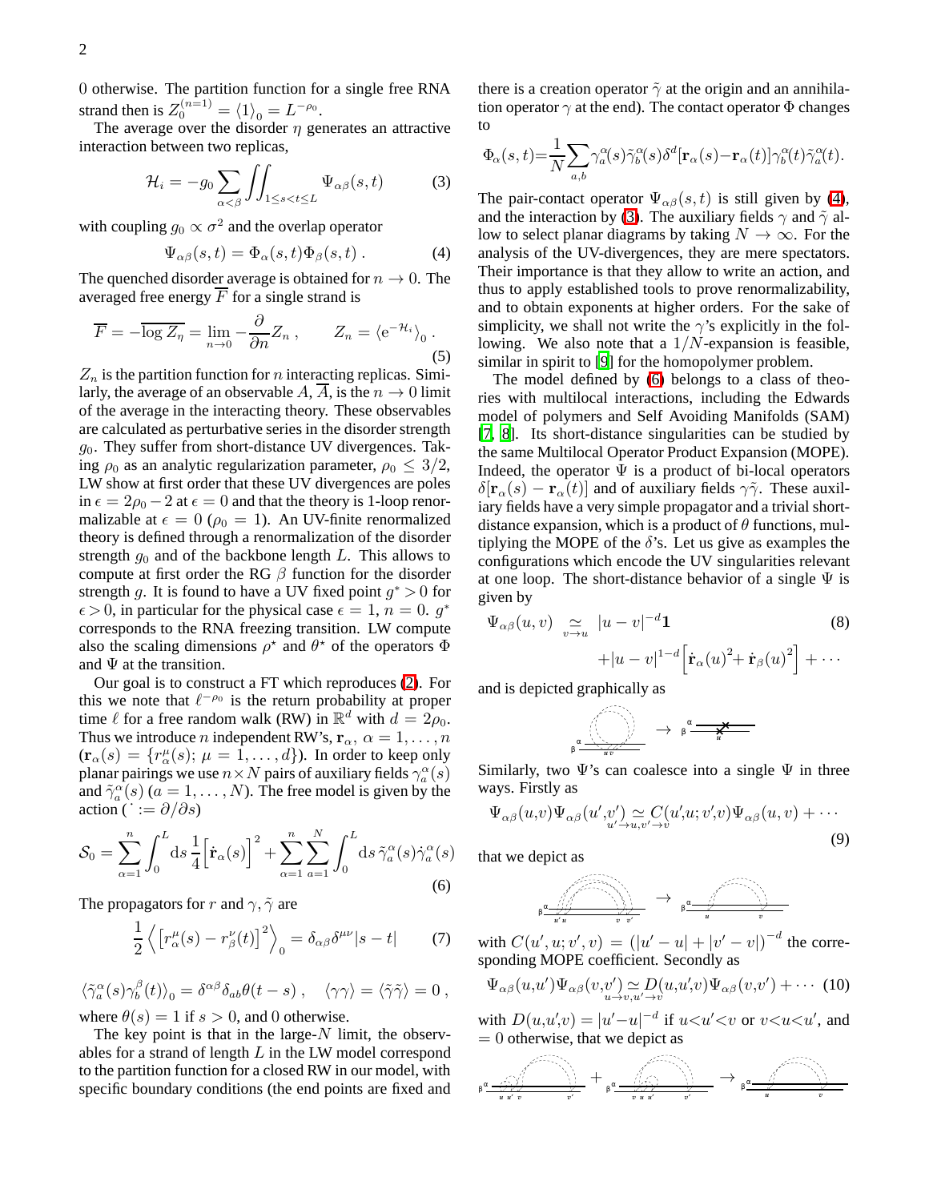0 otherwise. The partition function for a single free RNA strand then is $Z_0^{(n=1)} = \langle 1 \rangle_0 = L^{-\rho_0}$.

The average over the disorder $\eta$ generates an attractive interaction between two replicas,

$$\mathcal{H}_i = -g_0 \sum_{\alpha<\beta} \iint_{1 \le s<t \le L} \Psi_{\alpha\beta}(s,t) \tag{3}$$

with coupling $g_0 \propto \sigma^2$ and the overlap operator

$$\Psi_{\alpha\beta}(s,t) = \Phi_\alpha(s,t)\Phi_\beta(s,t)\,. \tag{4}$$

The quenched disorder average is obtained for $n \to 0$. The averaged free energy $\overline{F}$ for a single strand is

$$\overline{F} = -\overline{\log Z_\eta} = \lim_{n\to 0} -\frac{\partial}{\partial n} Z_n\,, \qquad Z_n = \langle \mathrm{e}^{-\mathcal{H}_i}\rangle_0\,. \tag{5}$$

$Z_n$ is the partition function for $n$ interacting replicas. Similarly, the average of an observable $A$, $\overline{A}$, is the $n \to 0$ limit of the average in the interacting theory. These observables are calculated as perturbative series in the disorder strength $g_0$. They suffer from short-distance UV divergences. Taking $\rho_0$ as an analytic regularization parameter, $\rho_0 \le 3/2$, LW show at first order that these UV divergences are poles in $\epsilon = 2\rho_0 - 2$ at $\epsilon = 0$ and that the theory is 1-loop renormalizable at $\epsilon = 0$ ($\rho_0 = 1$). An UV-finite renormalized theory is defined through a renormalization of the disorder strength $g_0$ and of the backbone length $L$. This allows to compute at first order the RG $\beta$ function for the disorder strength $g$. It is found to have a UV fixed point $g^* > 0$ for $\epsilon > 0$, in particular for the physical case $\epsilon = 1$, $n = 0$. $g^*$ corresponds to the RNA freezing transition. LW compute also the scaling dimensions $\rho^\star$ and $\theta^\star$ of the operators $\Phi$ and $\Psi$ at the transition.

Our goal is to construct a FT which reproduces (2). For this we note that $\ell^{-\rho_0}$ is the return probability at proper time $\ell$ for a free random walk (RW) in $\mathbb{R}^d$ with $d = 2\rho_0$. Thus we introduce $n$ independent RW's, $\mathbf{r}_\alpha$, $\alpha = 1,\dots,n$ ($\mathbf{r}_\alpha(s) = \{r_\alpha^\mu(s);\, \mu = 1,\dots,d\}$). In order to keep only planar pairings we use $n\times N$ pairs of auxiliary fields $\gamma_a^\alpha(s)$ and $\tilde\gamma_a^\alpha(s)$ ($a = 1,\dots,N$). The free model is given by the action ($\dot{} := \partial/\partial s$)

$$\mathcal{S}_0 = \sum_{\alpha=1}^{n} \int_0^L \mathrm{d}s\, \frac{1}{4}\Big[\dot{\mathbf{r}}_\alpha(s)\Big]^2 + \sum_{\alpha=1}^{n}\sum_{a=1}^{N}\int_0^L \mathrm{d}s\, \tilde\gamma_a^\alpha(s)\dot\gamma_a^\alpha(s) \tag{6}$$

The propagators for $r$ and $\gamma, \tilde\gamma$ are

$$\frac{1}{2}\left\langle \left[r_\alpha^\mu(s) - r_\beta^\nu(t)\right]^2 \right\rangle_0 = \delta_{\alpha\beta}\delta^{\mu\nu}|s-t| \tag{7}$$

$$\langle \tilde\gamma_a^\alpha(s)\gamma_b^\beta(t)\rangle_0 = \delta^{\alpha\beta}\delta_{ab}\theta(t-s)\,, \quad \langle\gamma\gamma\rangle = \langle\tilde\gamma\tilde\gamma\rangle = 0\,,$$

where $\theta(s) = 1$ if $s > 0$, and 0 otherwise.

The key point is that in the large-$N$ limit, the observables for a strand of length $L$ in the LW model correspond to the partition function for a closed RW in our model, with specific boundary conditions (the end points are fixed and there is a creation operator $\tilde\gamma$ at the origin and an annihilation operator $\gamma$ at the end). The contact operator $\Phi$ changes to

$$\Phi_\alpha(s,t) = \frac{1}{N}\sum_{a,b}\gamma_a^\alpha(s)\tilde\gamma_b^\alpha(s)\delta^d[\mathbf{r}_\alpha(s) - \mathbf{r}_\alpha(t)]\gamma_b^\alpha(t)\tilde\gamma_a^\alpha(t).$$

The pair-contact operator $\Psi_{\alpha\beta}(s,t)$ is still given by (4), and the interaction by (3). The auxiliary fields $\gamma$ and $\tilde\gamma$ allow to select planar diagrams by taking $N \to \infty$. For the analysis of the UV-divergences, they are mere spectators. Their importance is that they allow to write an action, and thus to apply established tools to prove renormalizability, and to obtain exponents at higher orders. For the sake of simplicity, we shall not write the $\gamma$'s explicitly in the following. We also note that a $1/N$-expansion is feasible, similar in spirit to [9] for the homopolymer problem.

The model defined by (6) belongs to a class of theories with multilocal interactions, including the Edwards model of polymers and Self Avoiding Manifolds (SAM) [7, 8]. Its short-distance singularities can be studied by the same Multilocal Operator Product Expansion (MOPE). Indeed, the operator $\Psi$ is a product of bi-local operators $\delta[\mathbf{r}_\alpha(s) - \mathbf{r}_\alpha(t)]$ and of auxiliary fields $\gamma\tilde\gamma$. These auxiliary fields have a very simple propagator and a trivial short-distance expansion, which is a product of $\theta$ functions, multiplying the MOPE of the $\delta$'s. Let us give as examples the configurations which encode the UV singularities relevant at one loop. The short-distance behavior of a single $\Psi$ is given by

$$\Psi_{\alpha\beta}(u,v) \underset{v\to u}{\simeq} |u-v|^{-d}\mathbf{1} \tag{8}$$

$$+|u-v|^{1-d}\Big[\dot{\mathbf{r}}_\alpha(u)^2 + \dot{\mathbf{r}}_\beta(u)^2\Big] + \cdots$$

and is depicted graphically as

Similarly, two $\Psi$'s can coalesce into a single $\Psi$ in three ways. Firstly as

$$\Psi_{\alpha\beta}(u,v)\Psi_{\alpha\beta}(u',v') \underset{u'\to u, v'\to v}{\simeq} C(u',u;v',v)\Psi_{\alpha\beta}(u,v) + \cdots \tag{9}$$

that we depict as

with $C(u',u;v',v) = (|u'-u| + |v'-v|)^{-d}$ the corresponding MOPE coefficient. Secondly as

$$\Psi_{\alpha\beta}(u,u')\Psi_{\alpha\beta}(v,v') \underset{u\to v, u'\to v}{\simeq} D(u,u',v)\Psi_{\alpha\beta}(v,v') + \cdots \tag{10}$$

with $D(u,u',v) = |u'-u|^{-d}$ if $u<u'<v$ or $v<u<u'$, and $= 0$ otherwise, that we depict as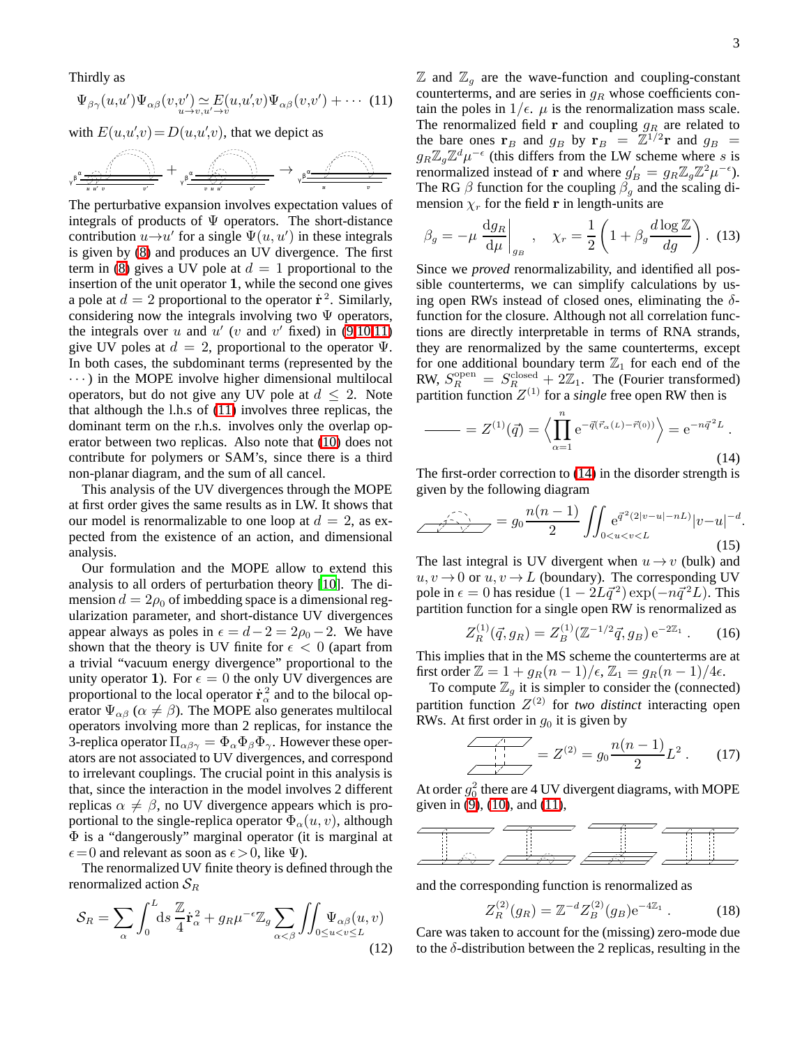Thirdly as

$$\Psi_{\beta\gamma}(u,u')\Psi_{\alpha\beta}(v,v') \underset{u\to v,u'\to v}{\simeq} E(u,u',v)\Psi_{\alpha\beta}(v,v') + \cdots \quad (11)$$

with $E(u,u',v) = D(u,u',v)$, that we depict as

The perturbative expansion involves expectation values of integrals of products of $\Psi$ operators. The short-distance contribution $u \to u'$ for a single $\Psi(u,u')$ in these integrals is given by (8) and produces an UV divergence. The first term in (8) gives a UV pole at $d=1$ proportional to the insertion of the unit operator $\mathbf{1}$, while the second one gives a pole at $d=2$ proportional to the operator $\dot{\mathbf{r}}^2$. Similarly, considering now the integrals involving two $\Psi$ operators, the integrals over $u$ and $u'$ ($v$ and $v'$ fixed) in (9,10,11) give UV poles at $d=2$, proportional to the operator $\Psi$. In both cases, the subdominant terms (represented by the $\cdots$) in the MOPE involve higher dimensional multilocal operators, but do not give any UV pole at $d \leq 2$. Note that although the l.h.s of (11) involves three replicas, the dominant term on the r.h.s. involves only the overlap operator between two replicas. Also note that (10) does not contribute for polymers or SAM's, since there is a third non-planar diagram, and the sum of all cancel.

This analysis of the UV divergences through the MOPE at first order gives the same results as in LW. It shows that our model is renormalizable to one loop at $d=2$, as expected from the existence of an action, and dimensional analysis.

Our formulation and the MOPE allow to extend this analysis to all orders of perturbation theory [10]. The dimension $d = 2\rho_0$ of imbedding space is a dimensional regularization parameter, and short-distance UV divergences appear always as poles in $\epsilon = d-2 = 2\rho_0 - 2$. We have shown that the theory is UV finite for $\epsilon < 0$ (apart from a trivial "vacuum energy divergence" proportional to the unity operator $\mathbf{1}$). For $\epsilon = 0$ the only UV divergences are proportional to the local operator $\dot{\mathbf{r}}_\alpha^2$ and to the bilocal operator $\Psi_{\alpha\beta}$ ($\alpha \neq \beta$). The MOPE also generates multilocal operators involving more than 2 replicas, for instance the 3-replica operator $\Pi_{\alpha\beta\gamma} = \Phi_\alpha\Phi_\beta\Phi_\gamma$. However these operators are not associated to UV divergences, and correspond to irrelevant couplings. The crucial point in this analysis is that, since the interaction in the model involves 2 different replicas $\alpha \neq \beta$, no UV divergence appears which is proportional to the single-replica operator $\Phi_\alpha(u,v)$, although $\Phi$ is a "dangerously" marginal operator (it is marginal at $\epsilon = 0$ and relevant as soon as $\epsilon > 0$, like $\Psi$).

The renormalized UV finite theory is defined through the renormalized action $\mathcal{S}_R$

$$\mathcal{S}_R = \sum_\alpha \int_0^L \mathrm{d}s\, \frac{\mathbb{Z}}{4}\dot{\mathbf{r}}_\alpha^2 + g_R \mu^{-\epsilon}\mathbb{Z}_g \sum_{\alpha<\beta} \iint_{0\leq u<v\leq L} \Psi_{\alpha\beta}(u,v) \quad (12)$$

$\mathbb{Z}$ and $\mathbb{Z}_g$ are the wave-function and coupling-constant counterterms, and are series in $g_R$ whose coefficients contain the poles in $1/\epsilon$. $\mu$ is the renormalization mass scale. The renormalized field $\mathbf{r}$ and coupling $g_R$ are related to the bare ones $\mathbf{r}_B$ and $g_B$ by $\mathbf{r}_B = \mathbb{Z}^{1/2}\mathbf{r}$ and $g_B = g_R \mathbb{Z}_g \mathbb{Z}^d \mu^{-\epsilon}$ (this differs from the LW scheme where $s$ is renormalized instead of $\mathbf{r}$ and where $g'_B = g_R\mathbb{Z}_g\mathbb{Z}^2\mu^{-\epsilon}$). The RG $\beta$ function for the coupling $\beta_g$ and the scaling dimension $\chi_r$ for the field $\mathbf{r}$ in length-units are

$$\beta_g = -\mu \left.\frac{\mathrm{d}g_R}{\mathrm{d}\mu}\right|_{g_B}, \quad \chi_r = \frac{1}{2}\left(1 + \beta_g \frac{d\log\mathbb{Z}}{dg}\right). \quad (13)$$

Since we *proved* renormalizability, and identified all possible counterterms, we can simplify calculations by using open RWs instead of closed ones, eliminating the $\delta$-function for the closure. Although not all correlation functions are directly interpretable in terms of RNA strands, they are renormalized by the same counterterms, except for one additional boundary term $\mathbb{Z}_1$ for each end of the RW, $S_R^{\mathrm{open}} = S_R^{\mathrm{closed}} + 2\mathbb{Z}_1$. The (Fourier transformed) partition function $Z^{(1)}$ for a *single* free open RW then is

$$Z^{(1)}(\vec{q}) = \left\langle \prod_{\alpha=1}^{n} \mathrm{e}^{-\vec{q}(\vec{r}_\alpha(L)-\vec{r}(0))} \right\rangle = \mathrm{e}^{-n\vec{q}^{\,2}L}. \quad (14)$$

The first-order correction to (14) in the disorder strength is given by the following diagram

$$= g_0 \frac{n(n-1)}{2} \iint_{0<u<v<L} \mathrm{e}^{\vec{q}^{\,2}(2|v-u|-nL)}|v-u|^{-d}. \quad (15)$$

The last integral is UV divergent when $u \to v$ (bulk) and $u,v \to 0$ or $u,v \to L$ (boundary). The corresponding UV pole in $\epsilon = 0$ has residue $(1-2L\vec{q}^{\,2})\exp(-n\vec{q}^{\,2}L)$. This partition function for a single open RW is renormalized as

$$Z_R^{(1)}(\vec{q}, g_R) = Z_B^{(1)}(\mathbb{Z}^{-1/2}\vec{q}, g_B)\, \mathrm{e}^{-2\mathbb{Z}_1}. \quad (16)$$

This implies that in the MS scheme the counterterms are at first order $\mathbb{Z} = 1 + g_R(n-1)/\epsilon$, $\mathbb{Z}_1 = g_R(n-1)/4\epsilon$.

To compute $\mathbb{Z}_g$ it is simpler to consider the (connected) partition function $Z^{(2)}$ for *two distinct* interacting open RWs. At first order in $g_0$ it is given by

$$= Z^{(2)} = g_0 \frac{n(n-1)}{2} L^2. \quad (17)$$

At order $g_0^2$ there are 4 UV divergent diagrams, with MOPE given in (9), (10), and (11),

and the corresponding function is renormalized as

$$Z_R^{(2)}(g_R) = \mathbb{Z}^{-d} Z_B^{(2)}(g_B)\mathrm{e}^{-4\mathbb{Z}_1}. \quad (18)$$

Care was taken to account for the (missing) zero-mode due to the $\delta$-distribution between the 2 replicas, resulting in the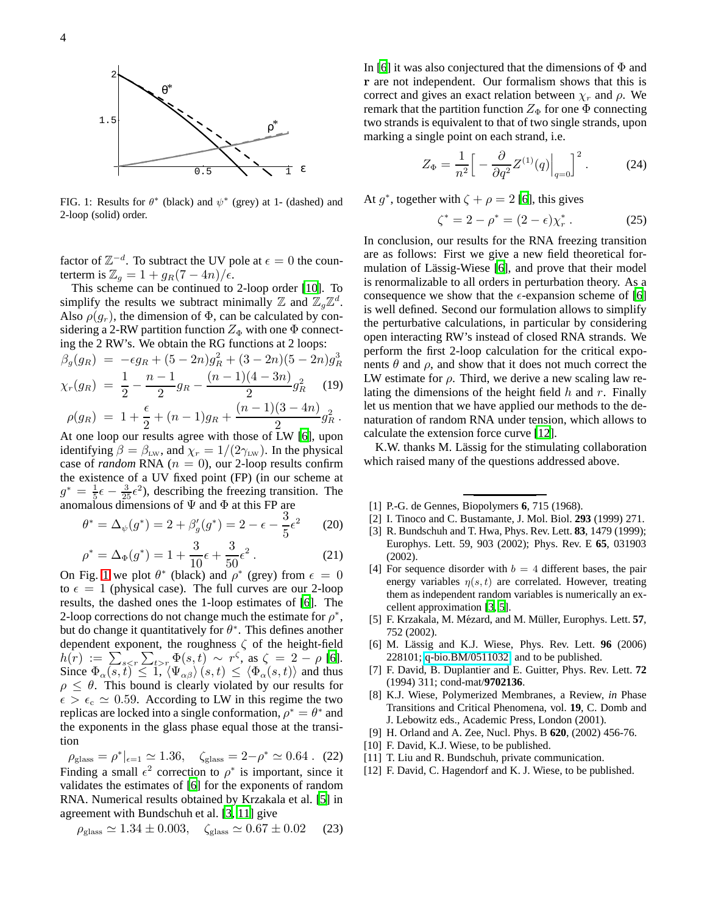2

1.5

θ*

ρ*

0.5

1 ε

FIG. 1: Results for $\theta^*$ (black) and $\psi^*$ (grey) at 1- (dashed) and 2-loop (solid) order.

factor of $\mathbb{Z}^{-d}$. To subtract the UV pole at $\epsilon = 0$ the counterterm is $\mathbb{Z}_g = 1 + g_R(7-4n)/\epsilon$.

This scheme can be continued to 2-loop order [10]. To simplify the results we subtract minimally $\mathbb{Z}$ and $\mathbb{Z}_g\mathbb{Z}^d$. Also $\rho(g_r)$, the dimension of $\Phi$, can be calculated by considering a 2-RW partition function $Z_\Phi$ with one $\Phi$ connecting the 2 RW's. We obtain the RG functions at 2 loops:

$$
\begin{aligned}
\beta_g(g_R) &= -\epsilon g_R + (5-2n)g_R^2 + (3-2n)(5-2n)g_R^3 \\
\chi_r(g_R) &= \frac{1}{2} - \frac{n-1}{2}g_R - \frac{(n-1)(4-3n)}{2}g_R^2 \qquad (19) \\
\rho(g_R) &= 1 + \frac{\epsilon}{2} + (n-1)g_R + \frac{(n-1)(3-4n)}{2}g_R^2 \,.
\end{aligned}
$$

At one loop our results agree with those of LW [6], upon identifying $\beta = \beta_{\text{LW}}$, and $\chi_r = 1/(2\gamma_{\text{LW}})$. In the physical case of *random* RNA ($n=0$), our 2-loop results confirm the existence of a UV fixed point (FP) (in our scheme at $g^* = \frac{1}{5}\epsilon - \frac{3}{25}\epsilon^2$), describing the freezing transition. The anomalous dimensions of $\Psi$ and $\Phi$ at this FP are

$$
\theta^* = \Delta_\psi(g^*) = 2 + \beta_g'(g^*) = 2 - \epsilon - \frac{3}{5}\epsilon^2 \qquad (20)
$$

$$
\rho^* = \Delta_\Phi(g^*) = 1 + \frac{3}{10}\epsilon + \frac{3}{50}\epsilon^2 \,. \qquad (21)
$$

On Fig. 1 we plot $\theta^*$ (black) and $\rho^*$ (grey) from $\epsilon = 0$ to $\epsilon = 1$ (physical case). The full curves are our 2-loop results, the dashed ones the 1-loop estimates of [6]. The 2-loop corrections do not change much the estimate for $\rho^*$, but do change it quantitatively for $\theta^*$. This defines another dependent exponent, the roughness $\zeta$ of the height-field $h(r) := \sum_{s<r}\sum_{t>r}\Phi(s,t) \sim r^\zeta$, as $\zeta = 2-\rho$ [6]. Since $\Phi_\alpha(s,t) \le 1$, $\langle\Psi_{\alpha\beta}\rangle(s,t) \le \langle\Phi_\alpha(s,t)\rangle$ and thus $\rho \le \theta$. This bound is clearly violated by our results for $\epsilon > \epsilon_c \simeq 0.59$. According to LW in this regime the two replicas are locked into a single conformation, $\rho^* = \theta^*$ and the exponents in the glass phase equal those at the transition

$$
\rho_{\text{glass}} = \rho^*|_{\epsilon=1} \simeq 1.36, \quad \zeta_{\text{glass}} = 2 - \rho^* \simeq 0.64 \,. \quad (22)
$$

Finding a small $\epsilon^2$ correction to $\rho^*$ is important, since it validates the estimates of [6] for the exponents of random RNA. Numerical results obtained by Krzakala et al. [5] in agreement with Bundschuh et al. [3, 11] give

$$
\rho_{\text{glass}} \simeq 1.34 \pm 0.003, \quad \zeta_{\text{glass}} \simeq 0.67 \pm 0.02 \qquad (23)
$$

In [6] it was also conjectured that the dimensions of $\Phi$ and $\mathbf{r}$ are not independent. Our formalism shows that this is correct and gives an exact relation between $\chi_r$ and $\rho$. We remark that the partition function $Z_\Phi$ for one $\Phi$ connecting two strands is equivalent to that of two single strands, upon marking a single point on each strand, i.e.

$$
Z_\Phi = \frac{1}{n^2}\Big[-\frac{\partial}{\partial q^2}Z^{(1)}(q)\Big|_{q=0}\Big]^2 \,. \qquad (24)
$$

At $g^*$, together with $\zeta + \rho = 2$ [6], this gives

$$
\zeta^* = 2 - \rho^* = (2-\epsilon)\chi_r^* \,. \qquad (25)
$$

In conclusion, our results for the RNA freezing transition are as follows: First we give a new field theoretical formulation of Lässig-Wiese [6], and prove that their model is renormalizable to all orders in perturbation theory. As a consequence we show that the $\epsilon$-expansion scheme of [6] is well defined. Second our formulation allows to simplify the perturbative calculations, in particular by considering open interacting RW's instead of closed RNA strands. We perform the first 2-loop calculation for the critical exponents $\theta$ and $\rho$, and show that it does not much correct the LW estimate for $\rho$. Third, we derive a new scaling law relating the dimensions of the height field $h$ and $r$. Finally let us mention that we have applied our methods to the denaturation of random RNA under tension, which allows to calculate the extension force curve [12].

K.W. thanks M. Lässig for the stimulating collaboration which raised many of the questions addressed above.

---

[1] P.-G. de Gennes, Biopolymers **6**, 715 (1968).

[2] I. Tinoco and C. Bustamante, J. Mol. Biol. **293** (1999) 271.

[3] R. Bundschuh and T. Hwa, Phys. Rev. Lett. **83**, 1479 (1999); Europhys. Lett. 59, 903 (2002); Phys. Rev. E **65**, 031903 (2002).

[4] For sequence disorder with $b=4$ different bases, the pair energy variables $\eta(s,t)$ are correlated. However, treating them as independent random variables is numerically an excellent approximation [3, 5].

[5] F. Krzakala, M. Mézard, and M. Müller, Europhys. Lett. **57**, 752 (2002).

[6] M. Lässig and K.J. Wiese, Phys. Rev. Lett. **96** (2006) 228101; q-bio.BM/0511032, and to be published.

[7] F. David, B. Duplantier and E. Guitter, Phys. Rev. Lett. **72** (1994) 311; cond-mat/**9702136**.

[8] K.J. Wiese, Polymerized Membranes, a Review, *in* Phase Transitions and Critical Phenomena, vol. **19**, C. Domb and J. Lebowitz eds., Academic Press, London (2001).

[9] H. Orland and A. Zee, Nucl. Phys. B **620**, (2002) 456-76.

[10] F. David, K.J. Wiese, to be published.

[11] T. Liu and R. Bundschuh, private communication.

[12] F. David, C. Hagendorf and K. J. Wiese, to be published.